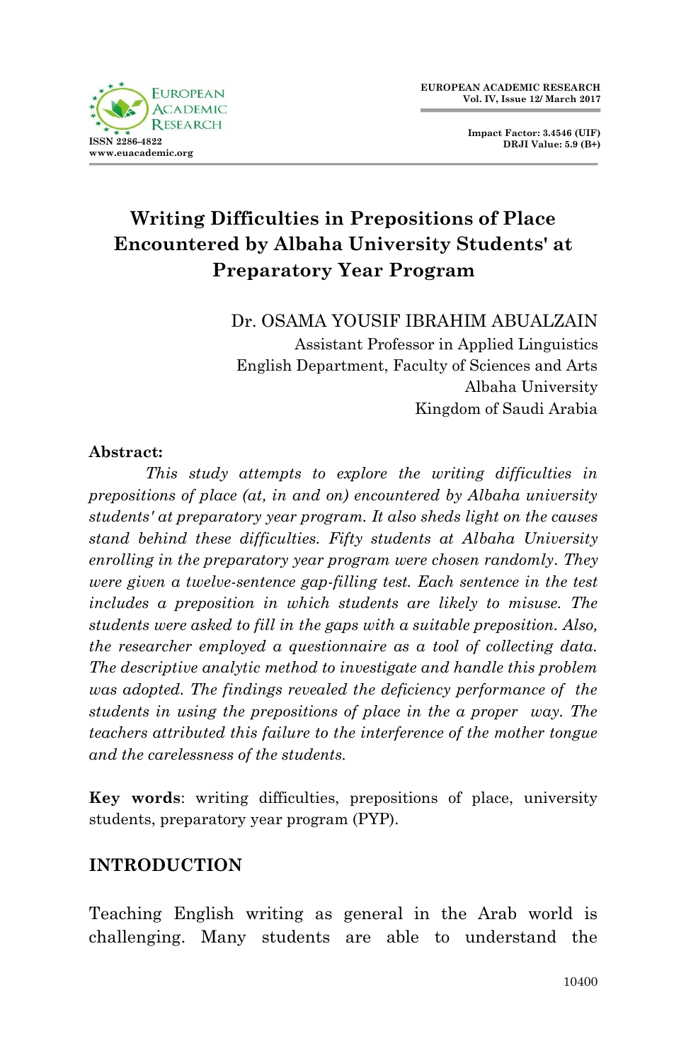# Writing Difficulties in Prepositions of Place Encountered by Albaha University Students' at Preparatory Year Program

Dr. OSAMA YOUSIF IBRAHIM ABUALZAIN
Assistant Professor in Applied Linguistics
English Department, Faculty of Sciences and Arts
Albaha University
Kingdom of Saudi Arabia

**Abstract:**

*This study attempts to explore the writing difficulties in prepositions of place (at, in and on) encountered by Albaha university students' at preparatory year program. It also sheds light on the causes stand behind these difficulties. Fifty students at Albaha University enrolling in the preparatory year program were chosen randomly. They were given a twelve-sentence gap-filling test. Each sentence in the test includes a preposition in which students are likely to misuse. The students were asked to fill in the gaps with a suitable preposition. Also, the researcher employed a questionnaire as a tool of collecting data. The descriptive analytic method to investigate and handle this problem was adopted. The findings revealed the deficiency performance of the students in using the prepositions of place in the a proper way. The teachers attributed this failure to the interference of the mother tongue and the carelessness of the students.*

**Key words**: writing difficulties, prepositions of place, university students, preparatory year program (PYP).

## INTRODUCTION

Teaching English writing as general in the Arab world is challenging. Many students are able to understand the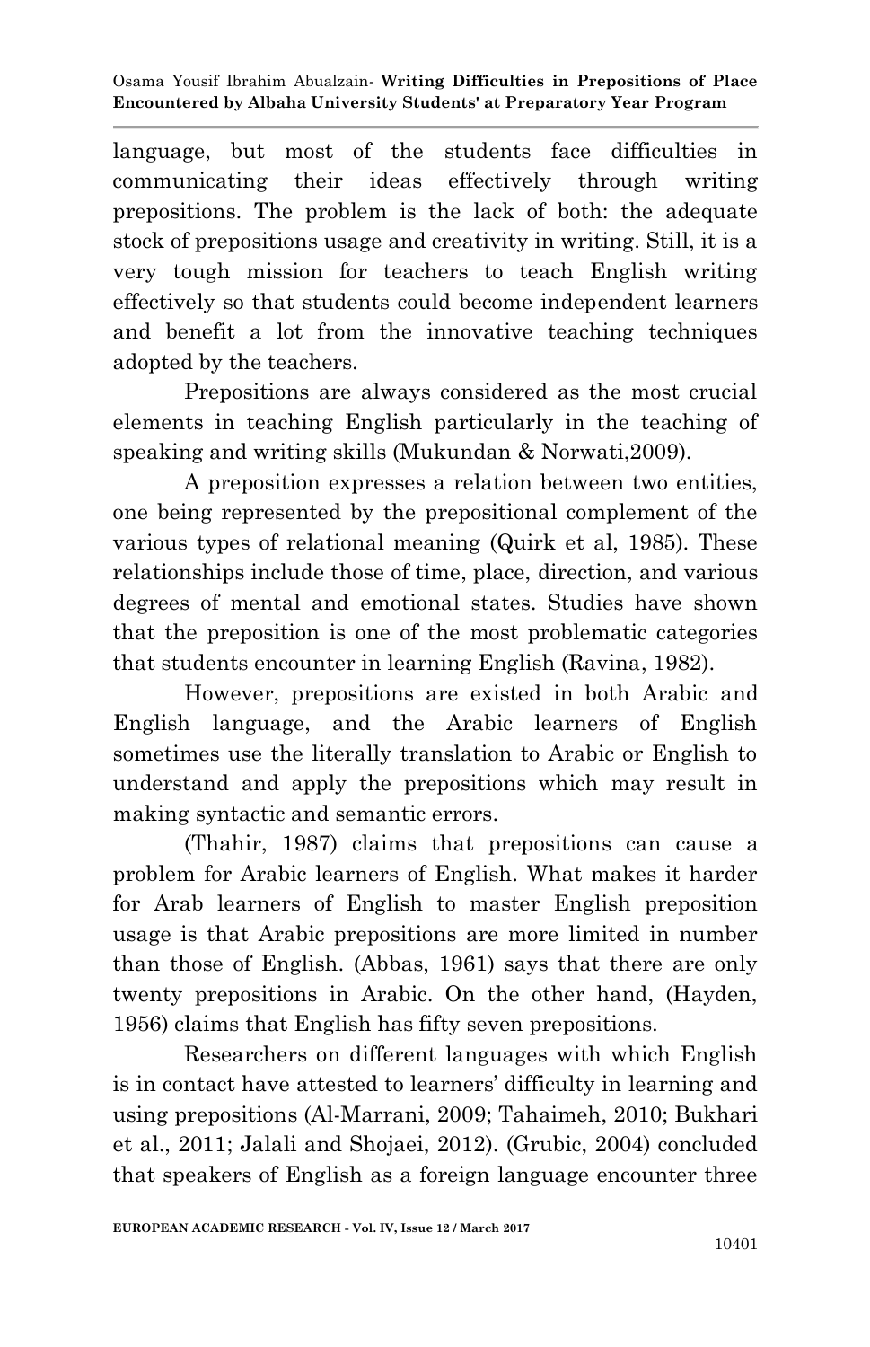language, but most of the students face difficulties in communicating their ideas effectively through writing prepositions. The problem is the lack of both: the adequate stock of prepositions usage and creativity in writing. Still, it is a very tough mission for teachers to teach English writing effectively so that students could become independent learners and benefit a lot from the innovative teaching techniques adopted by the teachers.

Prepositions are always considered as the most crucial elements in teaching English particularly in the teaching of speaking and writing skills (Mukundan & Norwati,2009).

A preposition expresses a relation between two entities, one being represented by the prepositional complement of the various types of relational meaning (Quirk et al, 1985). These relationships include those of time, place, direction, and various degrees of mental and emotional states. Studies have shown that the preposition is one of the most problematic categories that students encounter in learning English (Ravina, 1982).

However, prepositions are existed in both Arabic and English language, and the Arabic learners of English sometimes use the literally translation to Arabic or English to understand and apply the prepositions which may result in making syntactic and semantic errors.

(Thahir, 1987) claims that prepositions can cause a problem for Arabic learners of English. What makes it harder for Arab learners of English to master English preposition usage is that Arabic prepositions are more limited in number than those of English. (Abbas, 1961) says that there are only twenty prepositions in Arabic. On the other hand, (Hayden, 1956) claims that English has fifty seven prepositions.

Researchers on different languages with which English is in contact have attested to learners' difficulty in learning and using prepositions (Al-Marrani, 2009; Tahaimeh, 2010; Bukhari et al., 2011; Jalali and Shojaei, 2012). (Grubic, 2004) concluded that speakers of English as a foreign language encounter three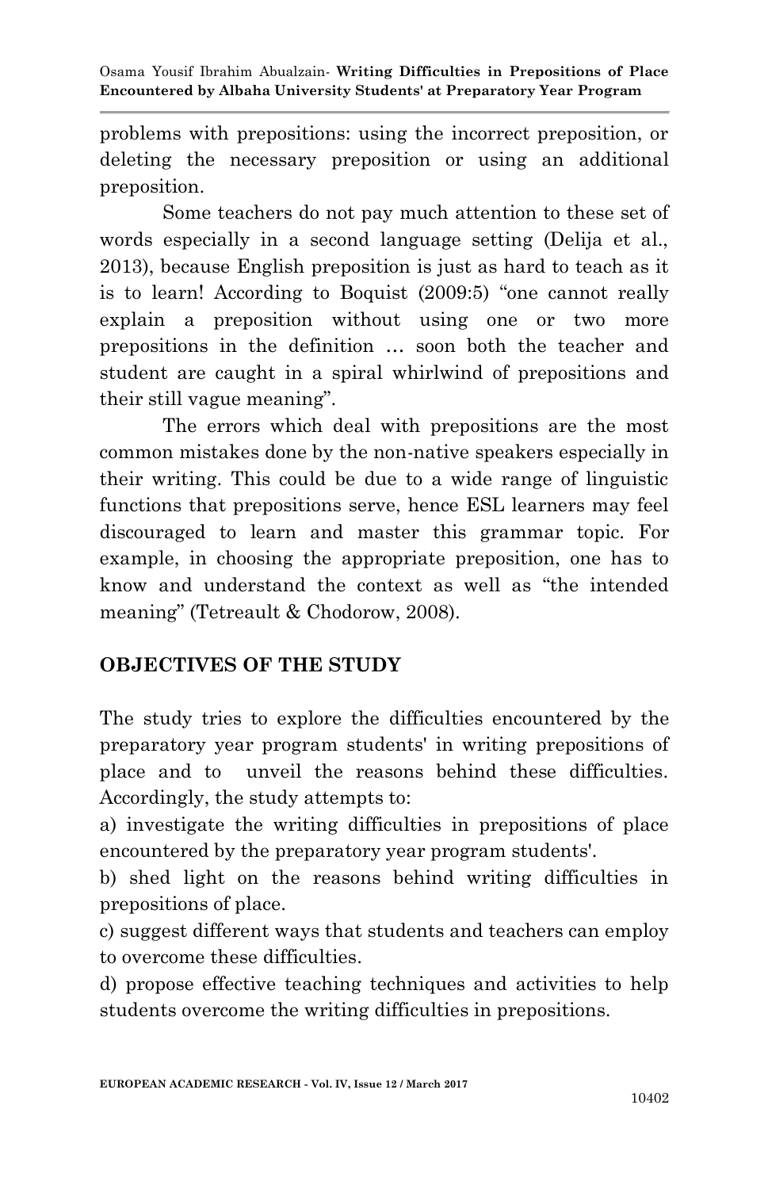problems with prepositions: using the incorrect preposition, or deleting the necessary preposition or using an additional preposition.

Some teachers do not pay much attention to these set of words especially in a second language setting (Delija et al., 2013), because English preposition is just as hard to teach as it is to learn! According to Boquist (2009:5) "one cannot really explain a preposition without using one or two more prepositions in the definition … soon both the teacher and student are caught in a spiral whirlwind of prepositions and their still vague meaning".

The errors which deal with prepositions are the most common mistakes done by the non-native speakers especially in their writing. This could be due to a wide range of linguistic functions that prepositions serve, hence ESL learners may feel discouraged to learn and master this grammar topic. For example, in choosing the appropriate preposition, one has to know and understand the context as well as "the intended meaning" (Tetreault & Chodorow, 2008).

## OBJECTIVES OF THE STUDY

The study tries to explore the difficulties encountered by the preparatory year program students' in writing prepositions of place and to unveil the reasons behind these difficulties. Accordingly, the study attempts to:

a) investigate the writing difficulties in prepositions of place encountered by the preparatory year program students'.

b) shed light on the reasons behind writing difficulties in prepositions of place.

c) suggest different ways that students and teachers can employ to overcome these difficulties.

d) propose effective teaching techniques and activities to help students overcome the writing difficulties in prepositions.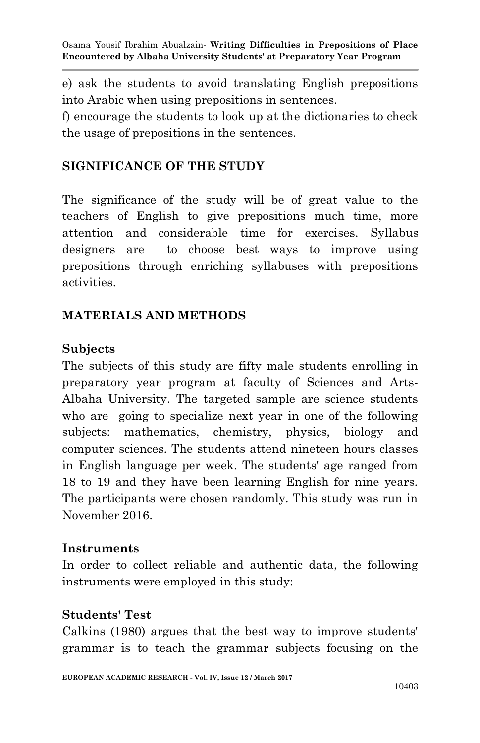e) ask the students to avoid translating English prepositions into Arabic when using prepositions in sentences.

f) encourage the students to look up at the dictionaries to check the usage of prepositions in the sentences.

## SIGNIFICANCE OF THE STUDY

The significance of the study will be of great value to the teachers of English to give prepositions much time, more attention and considerable time for exercises. Syllabus designers are to choose best ways to improve using prepositions through enriching syllabuses with prepositions activities.

## MATERIALS AND METHODS

### Subjects

The subjects of this study are fifty male students enrolling in preparatory year program at faculty of Sciences and Arts-Albaha University. The targeted sample are science students who are going to specialize next year in one of the following subjects: mathematics, chemistry, physics, biology and computer sciences. The students attend nineteen hours classes in English language per week. The students' age ranged from 18 to 19 and they have been learning English for nine years. The participants were chosen randomly. This study was run in November 2016.

### Instruments

In order to collect reliable and authentic data, the following instruments were employed in this study:

### Students' Test

Calkins (1980) argues that the best way to improve students' grammar is to teach the grammar subjects focusing on the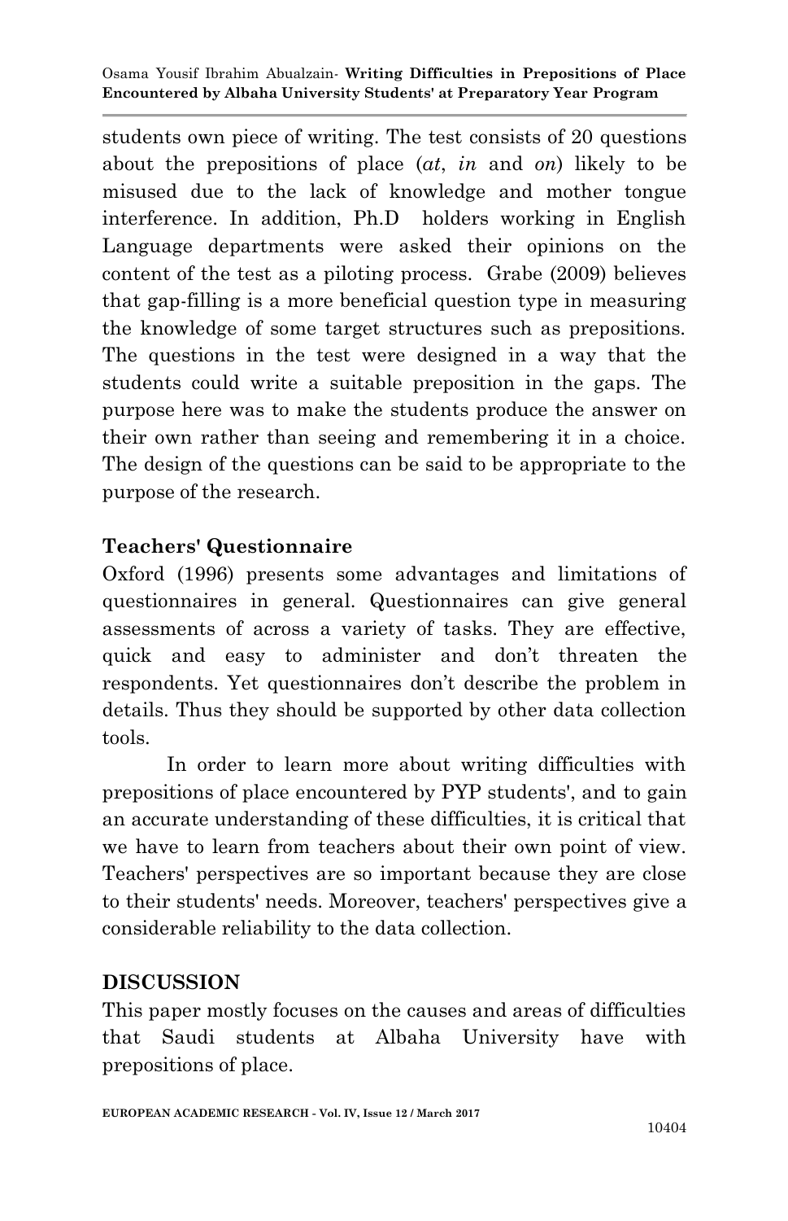students own piece of writing. The test consists of 20 questions about the prepositions of place (*at*, *in* and *on*) likely to be misused due to the lack of knowledge and mother tongue interference. In addition, Ph.D holders working in English Language departments were asked their opinions on the content of the test as a piloting process. Grabe (2009) believes that gap-filling is a more beneficial question type in measuring the knowledge of some target structures such as prepositions. The questions in the test were designed in a way that the students could write a suitable preposition in the gaps. The purpose here was to make the students produce the answer on their own rather than seeing and remembering it in a choice. The design of the questions can be said to be appropriate to the purpose of the research.

### Teachers' Questionnaire

Oxford (1996) presents some advantages and limitations of questionnaires in general. Questionnaires can give general assessments of across a variety of tasks. They are effective, quick and easy to administer and don't threaten the respondents. Yet questionnaires don't describe the problem in details. Thus they should be supported by other data collection tools.

In order to learn more about writing difficulties with prepositions of place encountered by PYP students', and to gain an accurate understanding of these difficulties, it is critical that we have to learn from teachers about their own point of view. Teachers' perspectives are so important because they are close to their students' needs. Moreover, teachers' perspectives give a considerable reliability to the data collection.

## DISCUSSION

This paper mostly focuses on the causes and areas of difficulties that Saudi students at Albaha University have with prepositions of place.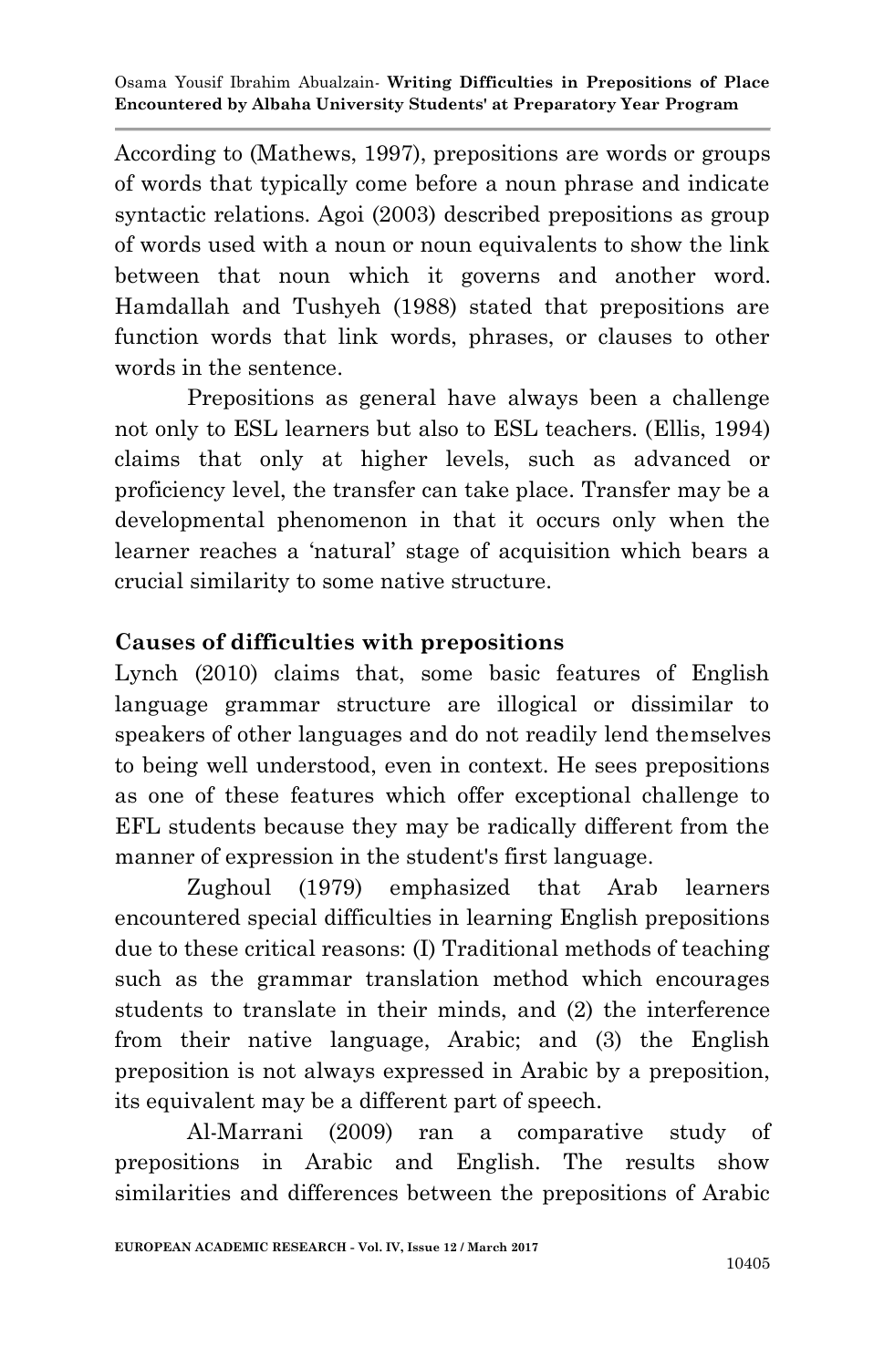According to (Mathews, 1997), prepositions are words or groups of words that typically come before a noun phrase and indicate syntactic relations. Agoi (2003) described prepositions as group of words used with a noun or noun equivalents to show the link between that noun which it governs and another word. Hamdallah and Tushyeh (1988) stated that prepositions are function words that link words, phrases, or clauses to other words in the sentence.

Prepositions as general have always been a challenge not only to ESL learners but also to ESL teachers. (Ellis, 1994) claims that only at higher levels, such as advanced or proficiency level, the transfer can take place. Transfer may be a developmental phenomenon in that it occurs only when the learner reaches a 'natural' stage of acquisition which bears a crucial similarity to some native structure.

## Causes of difficulties with prepositions

Lynch (2010) claims that, some basic features of English language grammar structure are illogical or dissimilar to speakers of other languages and do not readily lend themselves to being well understood, even in context. He sees prepositions as one of these features which offer exceptional challenge to EFL students because they may be radically different from the manner of expression in the student's first language.

Zughoul (1979) emphasized that Arab learners encountered special difficulties in learning English prepositions due to these critical reasons: (I) Traditional methods of teaching such as the grammar translation method which encourages students to translate in their minds, and (2) the interference from their native language, Arabic; and (3) the English preposition is not always expressed in Arabic by a preposition, its equivalent may be a different part of speech.

Al-Marrani (2009) ran a comparative study of prepositions in Arabic and English. The results show similarities and differences between the prepositions of Arabic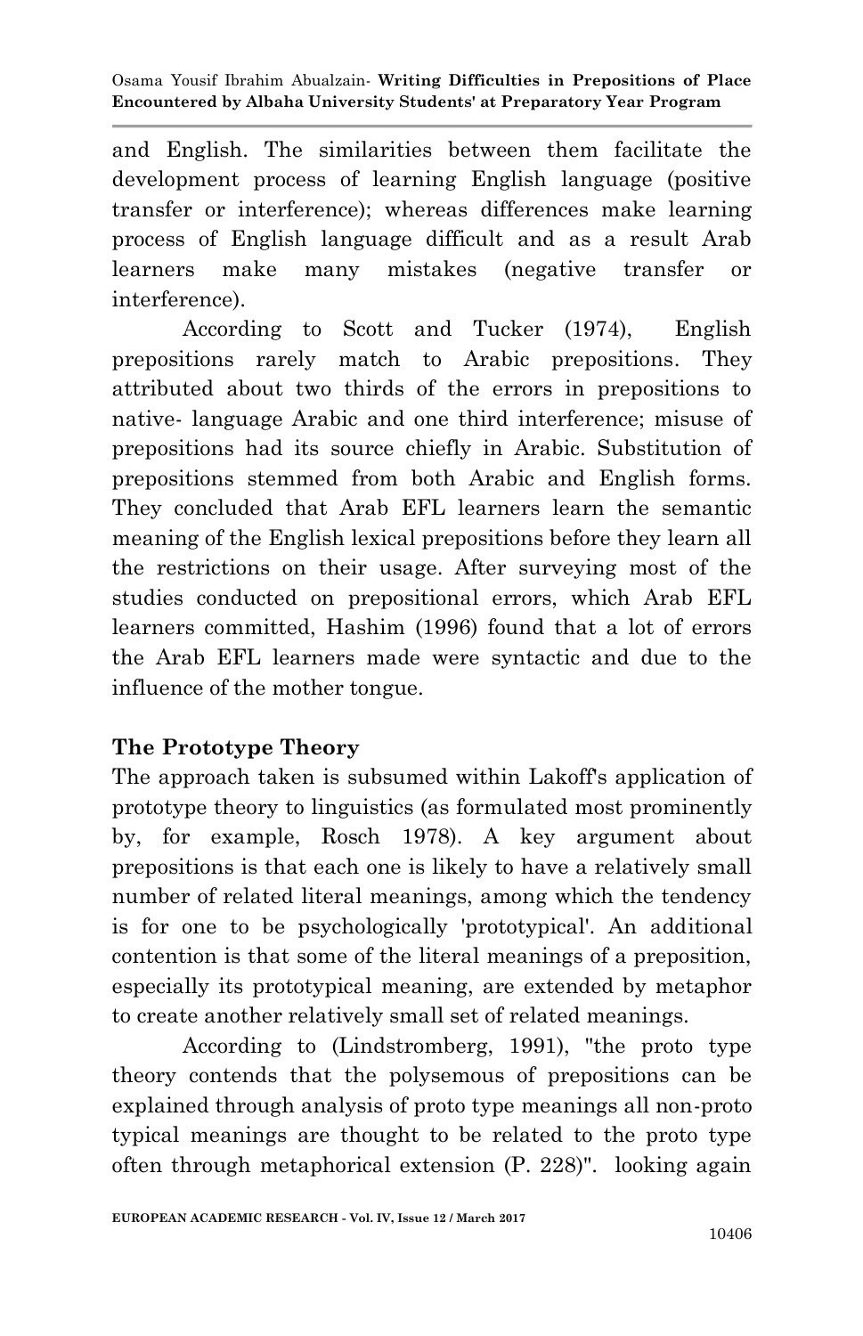and English. The similarities between them facilitate the development process of learning English language (positive transfer or interference); whereas differences make learning process of English language difficult and as a result Arab learners make many mistakes (negative transfer or interference).

According to Scott and Tucker (1974), English prepositions rarely match to Arabic prepositions. They attributed about two thirds of the errors in prepositions to native- language Arabic and one third interference; misuse of prepositions had its source chiefly in Arabic. Substitution of prepositions stemmed from both Arabic and English forms. They concluded that Arab EFL learners learn the semantic meaning of the English lexical prepositions before they learn all the restrictions on their usage. After surveying most of the studies conducted on prepositional errors, which Arab EFL learners committed, Hashim (1996) found that a lot of errors the Arab EFL learners made were syntactic and due to the influence of the mother tongue.

## The Prototype Theory

The approach taken is subsumed within Lakoff's application of prototype theory to linguistics (as formulated most prominently by, for example, Rosch 1978). A key argument about prepositions is that each one is likely to have a relatively small number of related literal meanings, among which the tendency is for one to be psychologically 'prototypical'. An additional contention is that some of the literal meanings of a preposition, especially its prototypical meaning, are extended by metaphor to create another relatively small set of related meanings.

According to (Lindstromberg, 1991), "the proto type theory contends that the polysemous of prepositions can be explained through analysis of proto type meanings all non-proto typical meanings are thought to be related to the proto type often through metaphorical extension (P. 228)". looking again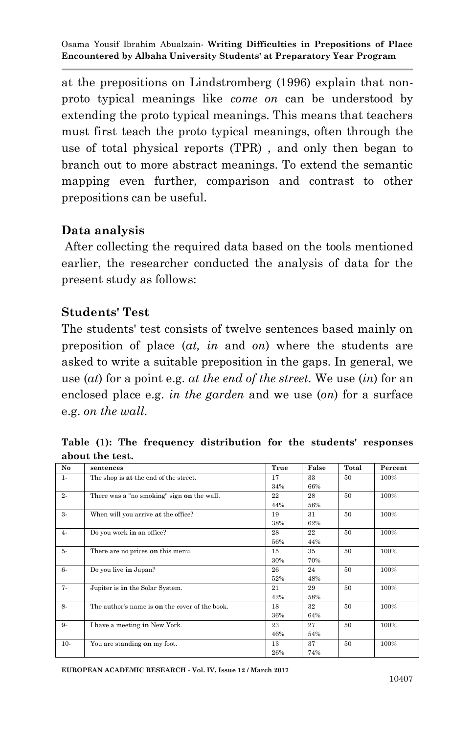at the prepositions on Lindstromberg (1996) explain that non-proto typical meanings like *come on* can be understood by extending the proto typical meanings. This means that teachers must first teach the proto typical meanings, often through the use of total physical reports (TPR) , and only then began to branch out to more abstract meanings. To extend the semantic mapping even further, comparison and contrast to other prepositions can be useful.

## Data analysis

After collecting the required data based on the tools mentioned earlier, the researcher conducted the analysis of data for the present study as follows:

## Students' Test

The students' test consists of twelve sentences based mainly on preposition of place (*at, in* and *on*) where the students are asked to write a suitable preposition in the gaps. In general, we use (*at*) for a point e.g. *at the end of the street.* We use (*in*) for an enclosed place e.g. *in the garden* and we use (*on*) for a surface e.g. *on the wall*.

**Table (1): The frequency distribution for the students' responses about the test.**

| No | sentences | True | False | Total | Percent |
|---|---|---|---|---|---|
| 1- | The shop is **at** the end of the street. | 17<br>34% | 33<br>66% | 50 | 100% |
| 2- | There was a "no smoking" sign **on** the wall. | 22<br>44% | 28<br>56% | 50 | 100% |
| 3- | When will you arrive **at** the office? | 19<br>38% | 31<br>62% | 50 | 100% |
| 4- | Do you work **in** an office? | 28<br>56% | 22<br>44% | 50 | 100% |
| 5- | There are no prices **on** this menu. | 15<br>30% | 35<br>70% | 50 | 100% |
| 6- | Do you live **in** Japan? | 26<br>52% | 24<br>48% | 50 | 100% |
| 7- | Jupiter is **in** the Solar System. | 21<br>42% | 29<br>58% | 50 | 100% |
| 8- | The author's name is **on** the cover of the book. | 18<br>36% | 32<br>64% | 50 | 100% |
| 9- | I have a meeting **in** New York. | 23<br>46% | 27<br>54% | 50 | 100% |
| 10- | You are standing **on** my foot. | 13<br>26% | 37<br>74% | 50 | 100% |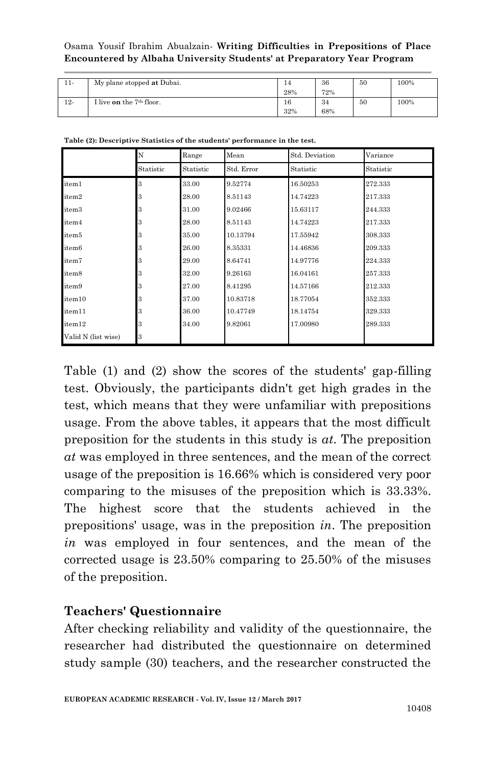| 11- | My plane stopped **at** Dubai. | 14<br>28% | 36<br>72% | 50 | 100% |
|---|---|---|---|---|---|
| 12- | I live **on** the 7th floor. | 16<br>32% | 34<br>68% | 50 | 100% |

**Table (2): Descriptive Statistics of the students' performance in the test.**

| | N | Range | Mean | Std. Deviation | Variance |
|---|---|---|---|---|---|
| | Statistic | Statistic | Std. Error | Statistic | Statistic |
| item1 | 3 | 33.00 | 9.52774 | 16.50253 | 272.333 |
| item2 | 3 | 28.00 | 8.51143 | 14.74223 | 217.333 |
| item3 | 3 | 31.00 | 9.02466 | 15.63117 | 244.333 |
| item4 | 3 | 28.00 | 8.51143 | 14.74223 | 217.333 |
| item5 | 3 | 35.00 | 10.13794 | 17.55942 | 308.333 |
| item6 | 3 | 26.00 | 8.35331 | 14.46836 | 209.333 |
| item7 | 3 | 29.00 | 8.64741 | 14.97776 | 224.333 |
| item8 | 3 | 32.00 | 9.26163 | 16.04161 | 257.333 |
| item9 | 3 | 27.00 | 8.41295 | 14.57166 | 212.333 |
| item10 | 3 | 37.00 | 10.83718 | 18.77054 | 352.333 |
| item11 | 3 | 36.00 | 10.47749 | 18.14754 | 329.333 |
| item12 | 3 | 34.00 | 9.82061 | 17.00980 | 289.333 |
| Valid N (list wise) | 3 | | | | |

Table (1) and (2) show the scores of the students' gap-filling test. Obviously, the participants didn't get high grades in the test, which means that they were unfamiliar with prepositions usage. From the above tables, it appears that the most difficult preposition for the students in this study is *at*. The preposition *at* was employed in three sentences, and the mean of the correct usage of the preposition is 16.66% which is considered very poor comparing to the misuses of the preposition which is 33.33%. The highest score that the students achieved in the prepositions' usage, was in the preposition *in*. The preposition *in* was employed in four sentences, and the mean of the corrected usage is 23.50% comparing to 25.50% of the misuses of the preposition.

## Teachers' Questionnaire

After checking reliability and validity of the questionnaire, the researcher had distributed the questionnaire on determined study sample (30) teachers, and the researcher constructed the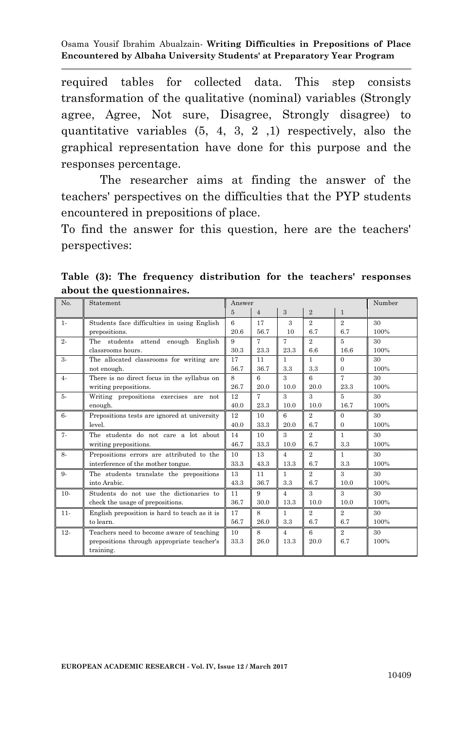required tables for collected data. This step consists transformation of the qualitative (nominal) variables (Strongly agree, Agree, Not sure, Disagree, Strongly disagree) to quantitative variables (5, 4, 3, 2 ,1) respectively, also the graphical representation have done for this purpose and the responses percentage.

The researcher aims at finding the answer of the teachers' perspectives on the difficulties that the PYP students encountered in prepositions of place.

To find the answer for this question, here are the teachers' perspectives:

**Table (3): The frequency distribution for the teachers' responses about the questionnaires.**

| No. | Statement | Answer | | | | | Number |
|---|---|---|---|---|---|---|---|
| | | 5 | 4 | 3 | 2 | 1 | |
| 1- | Students face difficulties in using English prepositions. | 6<br>20.6 | 17<br>56.7 | 3<br>10 | 2<br>6.7 | 2<br>6.7 | 30<br>100% |
| 2- | The students attend enough English classrooms hours. | 9<br>30.3 | 7<br>23.3 | 7<br>23.3 | 2<br>6.6 | 5<br>16.6 | 30<br>100% |
| 3- | The allocated classrooms for writing are not enough. | 17<br>56.7 | 11<br>36.7 | 1<br>3.3 | 1<br>3.3 | 0<br>0 | 30<br>100% |
| 4- | There is no direct focus in the syllabus on writing prepositions. | 8<br>26.7 | 6<br>20.0 | 3<br>10.0 | 6<br>20.0 | 7<br>23.3 | 30<br>100% |
| 5- | Writing prepositions exercises are not enough. | 12<br>40.0 | 7<br>23.3 | 3<br>10.0 | 3<br>10.0 | 5<br>16.7 | 30<br>100% |
| 6- | Prepositions tests are ignored at university level. | 12<br>40.0 | 10<br>33.3 | 6<br>20.0 | 2<br>6.7 | 0<br>0 | 30<br>100% |
| 7- | The students do not care a lot about writing prepositions. | 14<br>46.7 | 10<br>33.3 | 3<br>10.0 | 2<br>6.7 | 1<br>3.3 | 30<br>100% |
| 8- | Prepositions errors are attributed to the interference of the mother tongue. | 10<br>33.3 | 13<br>43.3 | 4<br>13.3 | 2<br>6.7 | 1<br>3.3 | 30<br>100% |
| 9- | The students translate the prepositions into Arabic. | 13<br>43.3 | 11<br>36.7 | 1<br>3.3 | 2<br>6.7 | 3<br>10.0 | 30<br>100% |
| 10- | Students do not use the dictionaries to check the usage of prepositions. | 11<br>36.7 | 9<br>30.0 | 4<br>13.3 | 3<br>10.0 | 3<br>10.0 | 30<br>100% |
| 11- | English preposition is hard to teach as it is to learn. | 17<br>56.7 | 8<br>26.0 | 1<br>3.3 | 2<br>6.7 | 2<br>6.7 | 30<br>100% |
| 12- | Teachers need to become aware of teaching prepositions through appropriate teacher's training. | 10<br>33.3 | 8<br>26.0 | 4<br>13.3 | 6<br>20.0 | 2<br>6.7 | 30<br>100% |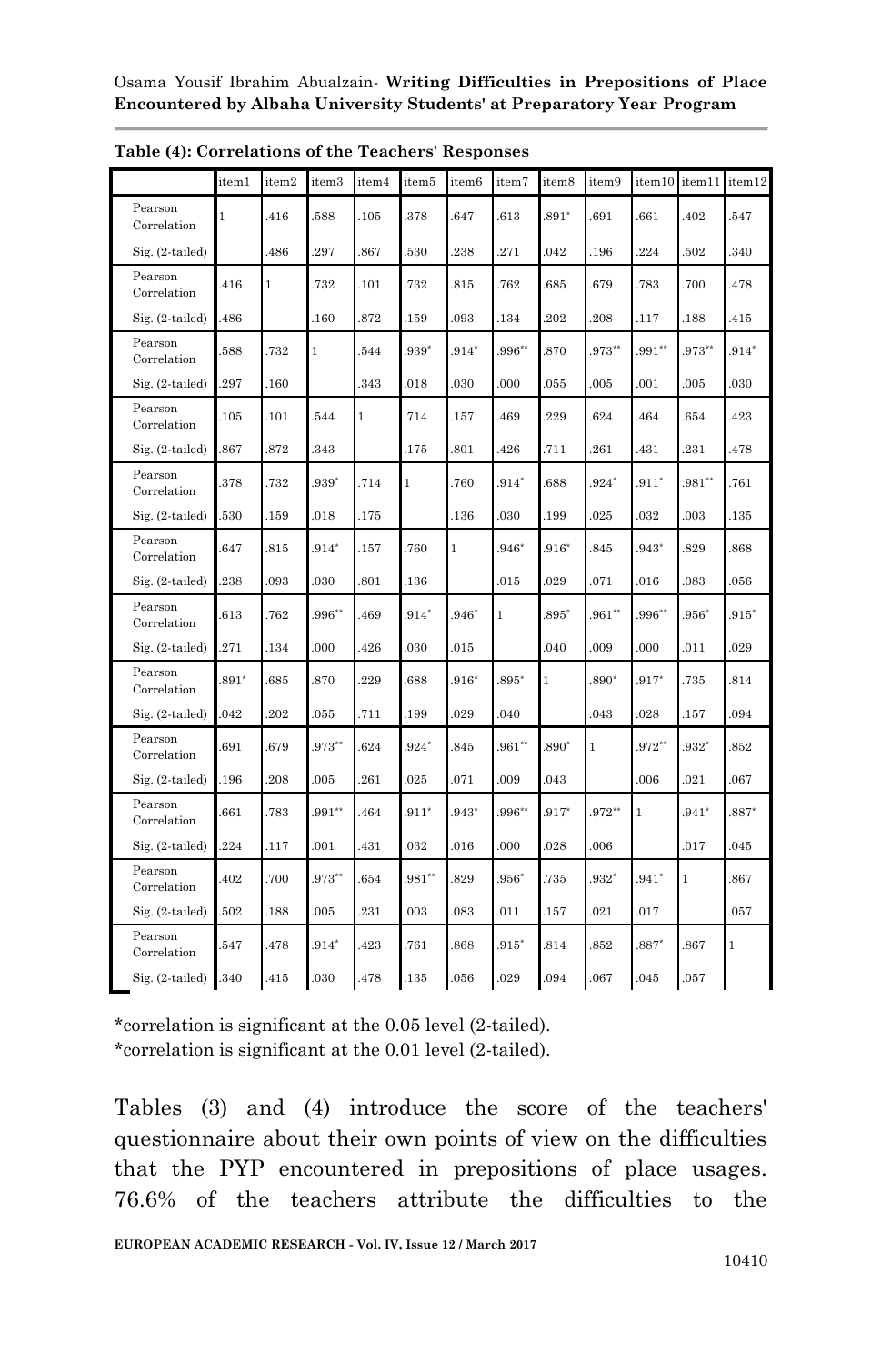**Table (4): Correlations of the Teachers' Responses**

| | | item1 | item2 | item3 | item4 | item5 | item6 | item7 | item8 | item9 | item10 | item11 | item12 |
|---|---|---|---|---|---|---|---|---|---|---|---|---|---|
| | Pearson Correlation | 1 | .416 | .588 | .105 | .378 | .647 | .613 | .891* | .691 | .661 | .402 | .547 |
| | Sig. (2-tailed) | | .486 | .297 | .867 | .530 | .238 | .271 | .042 | .196 | .224 | .502 | .340 |
| | Pearson Correlation | .416 | 1 | .732 | .101 | .732 | .815 | .762 | .685 | .679 | .783 | .700 | .478 |
| | Sig. (2-tailed) | .486 | | .160 | .872 | .159 | .093 | .134 | .202 | .208 | .117 | .188 | .415 |
| | Pearson Correlation | .588 | .732 | 1 | .544 | .939* | .914* | .996** | .870 | .973** | .991** | .973** | .914* |
| | Sig. (2-tailed) | .297 | .160 | | .343 | .018 | .030 | .000 | .055 | .005 | .001 | .005 | .030 |
| | Pearson Correlation | .105 | .101 | .544 | 1 | .714 | .157 | .469 | .229 | .624 | .464 | .654 | .423 |
| | Sig. (2-tailed) | .867 | .872 | .343 | | .175 | .801 | .426 | .711 | .261 | .431 | .231 | .478 |
| | Pearson Correlation | .378 | .732 | .939* | .714 | 1 | .760 | .914* | .688 | .924* | .911* | .981** | .761 |
| | Sig. (2-tailed) | .530 | .159 | .018 | .175 | | .136 | .030 | .199 | .025 | .032 | .003 | .135 |
| | Pearson Correlation | .647 | .815 | .914* | .157 | .760 | 1 | .946* | .916* | .845 | .943* | .829 | .868 |
| | Sig. (2-tailed) | .238 | .093 | .030 | .801 | .136 | | .015 | .029 | .071 | .016 | .083 | .056 |
| | Pearson Correlation | .613 | .762 | .996** | .469 | .914* | .946* | 1 | .895* | .961** | .996** | .956* | .915* |
| | Sig. (2-tailed) | .271 | .134 | .000 | .426 | .030 | .015 | | .040 | .009 | .000 | .011 | .029 |
| | Pearson Correlation | .891* | .685 | .870 | .229 | .688 | .916* | .895* | 1 | .890* | .917* | .735 | .814 |
| | Sig. (2-tailed) | .042 | .202 | .055 | .711 | .199 | .029 | .040 | | .043 | .028 | .157 | .094 |
| | Pearson Correlation | .691 | .679 | .973** | .624 | .924* | .845 | .961** | .890* | 1 | .972** | .932* | .852 |
| | Sig. (2-tailed) | .196 | .208 | .005 | .261 | .025 | .071 | .009 | .043 | | .006 | .021 | .067 |
| | Pearson Correlation | .661 | .783 | .991** | .464 | .911* | .943* | .996** | .917* | .972** | 1 | .941* | .887* |
| | Sig. (2-tailed) | .224 | .117 | .001 | .431 | .032 | .016 | .000 | .028 | .006 | | .017 | .045 |
| | Pearson Correlation | .402 | .700 | .973** | .654 | .981** | .829 | .956* | .735 | .932* | .941* | 1 | .867 |
| | Sig. (2-tailed) | .502 | .188 | .005 | .231 | .003 | .083 | .011 | .157 | .021 | .017 | | .057 |
| | Pearson Correlation | .547 | .478 | .914* | .423 | .761 | .868 | .915* | .814 | .852 | .887* | .867 | 1 |
| | Sig. (2-tailed) | .340 | .415 | .030 | .478 | .135 | .056 | .029 | .094 | .067 | .045 | .057 | |

*correlation is significant at the 0.05 level (2-tailed).
*correlation is significant at the 0.01 level (2-tailed).

Tables (3) and (4) introduce the score of the teachers' questionnaire about their own points of view on the difficulties that the PYP encountered in prepositions of place usages. 76.6% of the teachers attribute the difficulties to the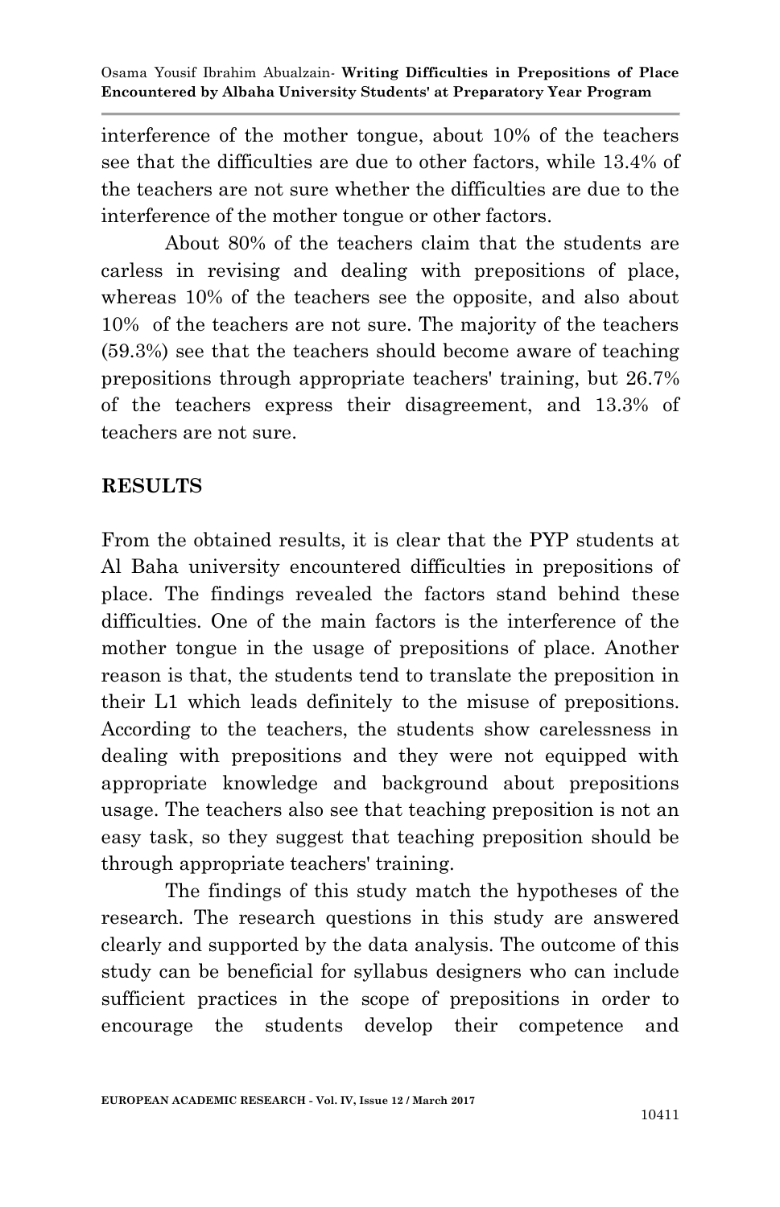interference of the mother tongue, about 10% of the teachers see that the difficulties are due to other factors, while 13.4% of the teachers are not sure whether the difficulties are due to the interference of the mother tongue or other factors.

About 80% of the teachers claim that the students are carless in revising and dealing with prepositions of place, whereas 10% of the teachers see the opposite, and also about 10% of the teachers are not sure. The majority of the teachers (59.3%) see that the teachers should become aware of teaching prepositions through appropriate teachers' training, but 26.7% of the teachers express their disagreement, and 13.3% of teachers are not sure.

## RESULTS

From the obtained results, it is clear that the PYP students at Al Baha university encountered difficulties in prepositions of place. The findings revealed the factors stand behind these difficulties. One of the main factors is the interference of the mother tongue in the usage of prepositions of place. Another reason is that, the students tend to translate the preposition in their L1 which leads definitely to the misuse of prepositions. According to the teachers, the students show carelessness in dealing with prepositions and they were not equipped with appropriate knowledge and background about prepositions usage. The teachers also see that teaching preposition is not an easy task, so they suggest that teaching preposition should be through appropriate teachers' training.

The findings of this study match the hypotheses of the research. The research questions in this study are answered clearly and supported by the data analysis. The outcome of this study can be beneficial for syllabus designers who can include sufficient practices in the scope of prepositions in order to encourage the students develop their competence and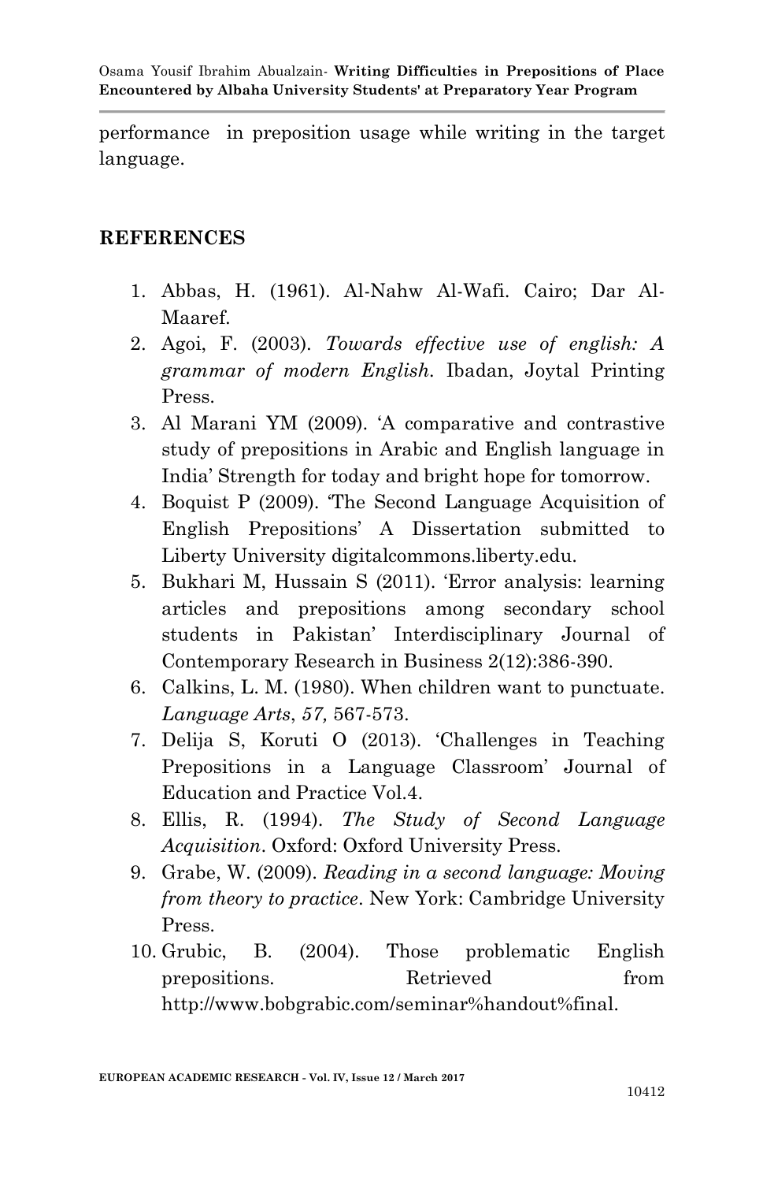performance in preposition usage while writing in the target language.

## REFERENCES

1. Abbas, H. (1961). Al-Nahw Al-Wafi. Cairo; Dar Al-Maaref.
2. Agoi, F. (2003). *Towards effective use of english: A grammar of modern English*. Ibadan, Joytal Printing Press.
3. Al Marani YM (2009). 'A comparative and contrastive study of prepositions in Arabic and English language in India' Strength for today and bright hope for tomorrow.
4. Boquist P (2009). 'The Second Language Acquisition of English Prepositions' A Dissertation submitted to Liberty University digitalcommons.liberty.edu.
5. Bukhari M, Hussain S (2011). 'Error analysis: learning articles and prepositions among secondary school students in Pakistan' Interdisciplinary Journal of Contemporary Research in Business 2(12):386-390.
6. Calkins, L. M. (1980). When children want to punctuate. *Language Arts*, *57,* 567-573.
7. Delija S, Koruti O (2013). 'Challenges in Teaching Prepositions in a Language Classroom' Journal of Education and Practice Vol.4.
8. Ellis, R. (1994). *The Study of Second Language Acquisition*. Oxford: Oxford University Press.
9. Grabe, W. (2009). *Reading in a second language: Moving from theory to practice*. New York: Cambridge University Press.
10. Grubic, B. (2004). Those problematic English prepositions. Retrieved from http://www.bobgrabic.com/seminar%handout%final.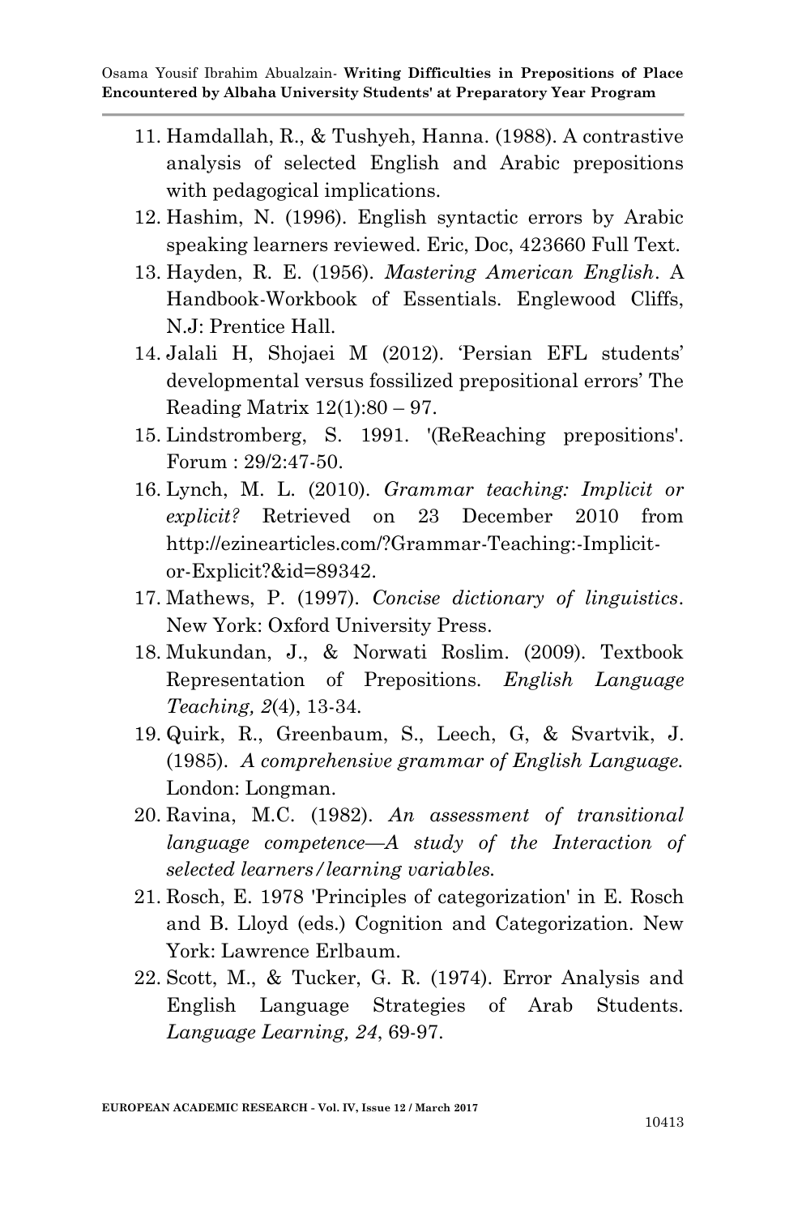11. Hamdallah, R., & Tushyeh, Hanna. (1988). A contrastive analysis of selected English and Arabic prepositions with pedagogical implications.
12. Hashim, N. (1996). English syntactic errors by Arabic speaking learners reviewed. Eric, Doc, 423660 Full Text.
13. Hayden, R. E. (1956). *Mastering American English*. A Handbook-Workbook of Essentials. Englewood Cliffs, N.J: Prentice Hall.
14. Jalali H, Shojaei M (2012). 'Persian EFL students' developmental versus fossilized prepositional errors' The Reading Matrix 12(1):80 – 97.
15. Lindstromberg, S. 1991. '(ReReaching prepositions'. Forum : 29/2:47-50.
16. Lynch, M. L. (2010). *Grammar teaching: Implicit or explicit?* Retrieved on 23 December 2010 from http://ezinearticles.com/?Grammar-Teaching:-Implicit-or-Explicit?&id=89342.
17. Mathews, P. (1997). *Concise dictionary of linguistics*. New York: Oxford University Press.
18. Mukundan, J., & Norwati Roslim. (2009). Textbook Representation of Prepositions. *English Language Teaching, 2*(4), 13-34.
19. Quirk, R., Greenbaum, S., Leech, G, & Svartvik, J. (1985). *A comprehensive grammar of English Language.* London: Longman.
20. Ravina, M.C. (1982). *An assessment of transitional language competence—A study of the Interaction of selected learners/learning variables.*
21. Rosch, E. 1978 'Principles of categorization' in E. Rosch and B. Lloyd (eds.) Cognition and Categorization. New York: Lawrence Erlbaum.
22. Scott, M., & Tucker, G. R. (1974). Error Analysis and English Language Strategies of Arab Students. *Language Learning, 24*, 69-97.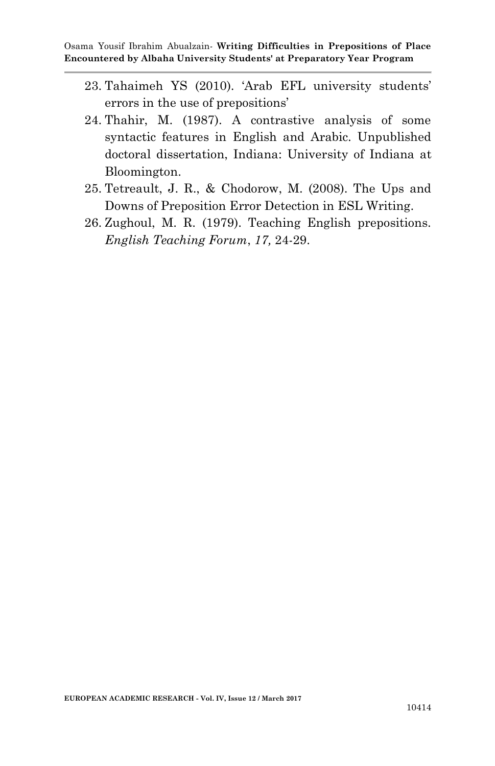23. Tahaimeh YS (2010). 'Arab EFL university students' errors in the use of prepositions'
24. Thahir, M. (1987). A contrastive analysis of some syntactic features in English and Arabic. Unpublished doctoral dissertation, Indiana: University of Indiana at Bloomington.
25. Tetreault, J. R., & Chodorow, M. (2008). The Ups and Downs of Preposition Error Detection in ESL Writing.
26. Zughoul, M. R. (1979). Teaching English prepositions. *English Teaching Forum*, *17,* 24-29.